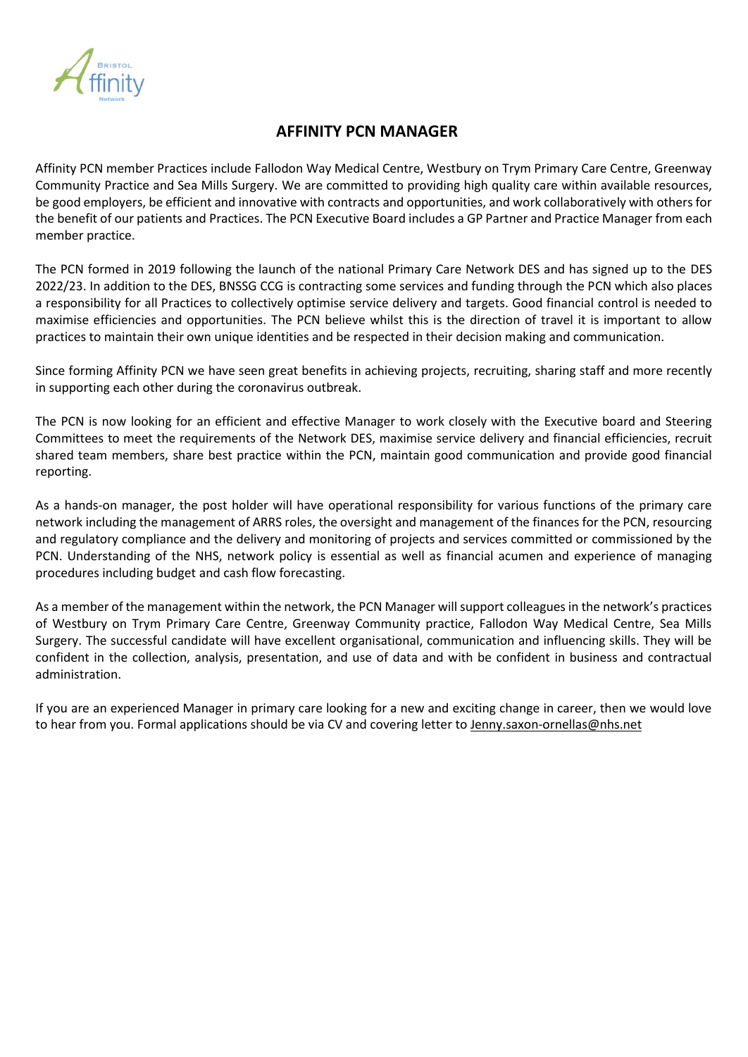# AFFINITY PCN MANAGER

Affinity PCN member Practices include Fallodon Way Medical Centre, Westbury on Trym Primary Care Centre, Greenway Community Practice and Sea Mills Surgery. We are committed to providing high quality care within available resources, be good employers, be efficient and innovative with contracts and opportunities, and work collaboratively with others for the benefit of our patients and Practices. The PCN Executive Board includes a GP Partner and Practice Manager from each member practice.

The PCN formed in 2019 following the launch of the national Primary Care Network DES and has signed up to the DES 2022/23. In addition to the DES, BNSSG CCG is contracting some services and funding through the PCN which also places a responsibility for all Practices to collectively optimise service delivery and targets. Good financial control is needed to maximise efficiencies and opportunities. The PCN believe whilst this is the direction of travel it is important to allow practices to maintain their own unique identities and be respected in their decision making and communication.

Since forming Affinity PCN we have seen great benefits in achieving projects, recruiting, sharing staff and more recently in supporting each other during the coronavirus outbreak.

The PCN is now looking for an efficient and effective Manager to work closely with the Executive board and Steering Committees to meet the requirements of the Network DES, maximise service delivery and financial efficiencies, recruit shared team members, share best practice within the PCN, maintain good communication and provide good financial reporting.

As a hands-on manager, the post holder will have operational responsibility for various functions of the primary care network including the management of ARRS roles, the oversight and management of the finances for the PCN, resourcing and regulatory compliance and the delivery and monitoring of projects and services committed or commissioned by the PCN. Understanding of the NHS, network policy is essential as well as financial acumen and experience of managing procedures including budget and cash flow forecasting.

As a member of the management within the network, the PCN Manager will support colleagues in the network's practices of Westbury on Trym Primary Care Centre, Greenway Community practice, Fallodon Way Medical Centre, Sea Mills Surgery. The successful candidate will have excellent organisational, communication and influencing skills. They will be confident in the collection, analysis, presentation, and use of data and with be confident in business and contractual administration.

If you are an experienced Manager in primary care looking for a new and exciting change in career, then we would love to hear from you. Formal applications should be via CV and covering letter to Jenny.saxon-ornellas@nhs.net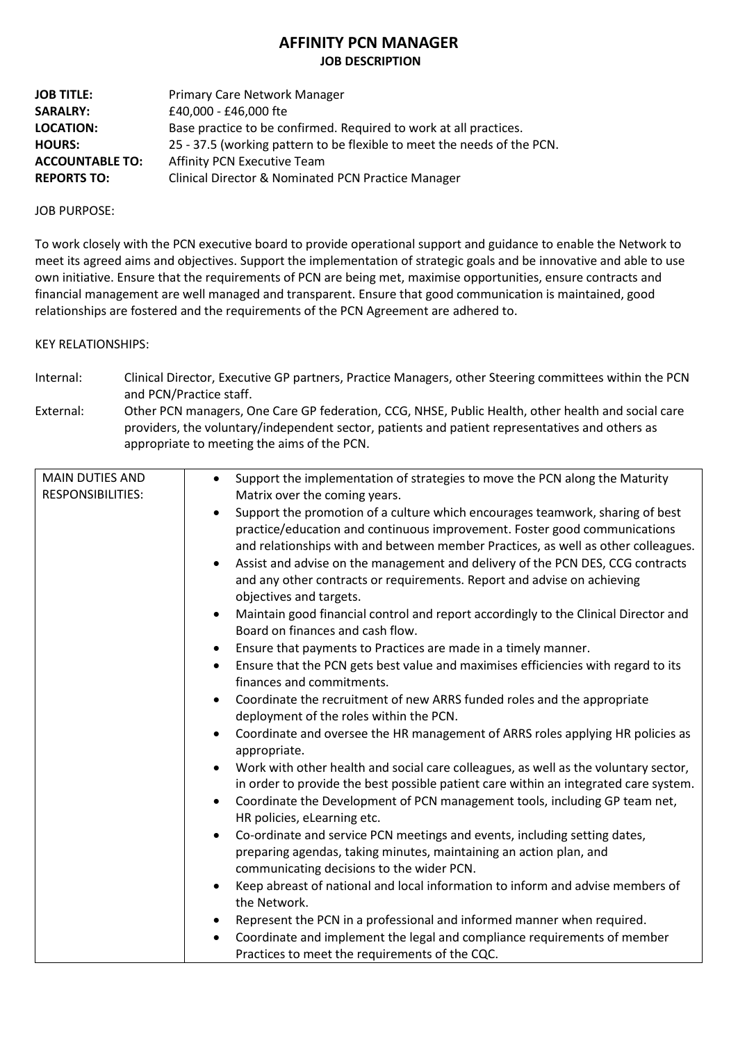# AFFINITY PCN MANAGER

## JOB DESCRIPTION

| | |
|---|---|
| **JOB TITLE:** | Primary Care Network Manager |
| **SARALRY:** | £40,000 - £46,000 fte |
| **LOCATION:** | Base practice to be confirmed. Required to work at all practices. |
| **HOURS:** | 25 - 37.5 (working pattern to be flexible to meet the needs of the PCN. |
| **ACCOUNTABLE TO:** | Affinity PCN Executive Team |
| **REPORTS TO:** | Clinical Director & Nominated PCN Practice Manager |

JOB PURPOSE:

To work closely with the PCN executive board to provide operational support and guidance to enable the Network to meet its agreed aims and objectives. Support the implementation of strategic goals and be innovative and able to use own initiative. Ensure that the requirements of PCN are being met, maximise opportunities, ensure contracts and financial management are well managed and transparent. Ensure that good communication is maintained, good relationships are fostered and the requirements of the PCN Agreement are adhered to.

KEY RELATIONSHIPS:

| | |
|---|---|
| Internal: | Clinical Director, Executive GP partners, Practice Managers, other Steering committees within the PCN and PCN/Practice staff. |
| External: | Other PCN managers, One Care GP federation, CCG, NHSE, Public Health, other health and social care providers, the voluntary/independent sector, patients and patient representatives and others as appropriate to meeting the aims of the PCN. |

| | |
|---|---|
| MAIN DUTIES AND RESPONSIBILITIES: | • Support the implementation of strategies to move the PCN along the Maturity Matrix over the coming years.<br>• Support the promotion of a culture which encourages teamwork, sharing of best practice/education and continuous improvement. Foster good communications and relationships with and between member Practices, as well as other colleagues.<br>• Assist and advise on the management and delivery of the PCN DES, CCG contracts and any other contracts or requirements. Report and advise on achieving objectives and targets.<br>• Maintain good financial control and report accordingly to the Clinical Director and Board on finances and cash flow.<br>• Ensure that payments to Practices are made in a timely manner.<br>• Ensure that the PCN gets best value and maximises efficiencies with regard to its finances and commitments.<br>• Coordinate the recruitment of new ARRS funded roles and the appropriate deployment of the roles within the PCN.<br>• Coordinate and oversee the HR management of ARRS roles applying HR policies as appropriate.<br>• Work with other health and social care colleagues, as well as the voluntary sector, in order to provide the best possible patient care within an integrated care system.<br>• Coordinate the Development of PCN management tools, including GP team net, HR policies, eLearning etc.<br>• Co-ordinate and service PCN meetings and events, including setting dates, preparing agendas, taking minutes, maintaining an action plan, and communicating decisions to the wider PCN.<br>• Keep abreast of national and local information to inform and advise members of the Network.<br>• Represent the PCN in a professional and informed manner when required.<br>• Coordinate and implement the legal and compliance requirements of member Practices to meet the requirements of the CQC. |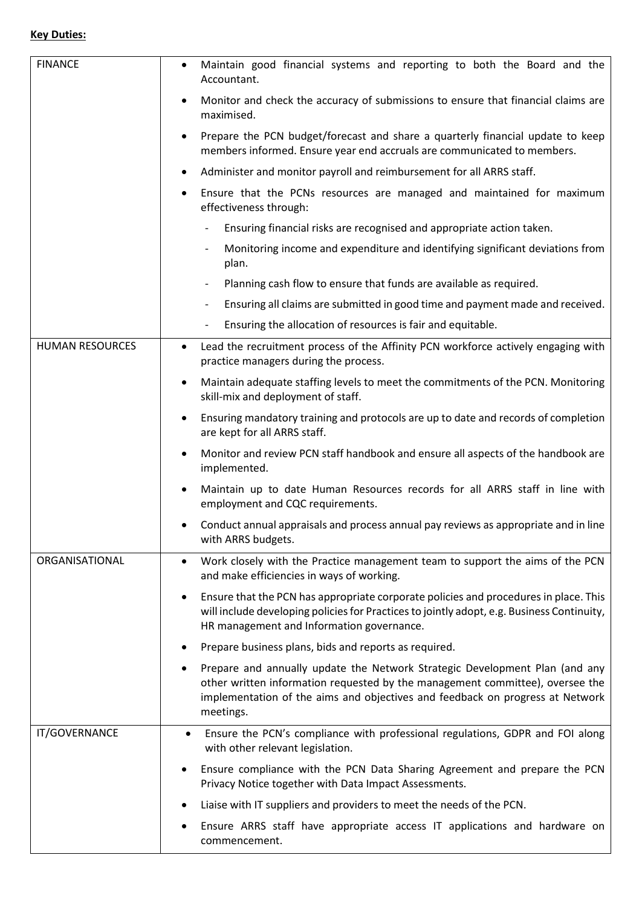**Key Duties:**

| | |
|---|---|
| FINANCE | • Maintain good financial systems and reporting to both the Board and the Accountant.<br>• Monitor and check the accuracy of submissions to ensure that financial claims are maximised.<br>• Prepare the PCN budget/forecast and share a quarterly financial update to keep members informed. Ensure year end accruals are communicated to members.<br>• Administer and monitor payroll and reimbursement for all ARRS staff.<br>• Ensure that the PCNs resources are managed and maintained for maximum effectiveness through:<br>- Ensuring financial risks are recognised and appropriate action taken.<br>- Monitoring income and expenditure and identifying significant deviations from plan.<br>- Planning cash flow to ensure that funds are available as required.<br>- Ensuring all claims are submitted in good time and payment made and received.<br>- Ensuring the allocation of resources is fair and equitable. |
| HUMAN RESOURCES | • Lead the recruitment process of the Affinity PCN workforce actively engaging with practice managers during the process.<br>• Maintain adequate staffing levels to meet the commitments of the PCN. Monitoring skill-mix and deployment of staff.<br>• Ensuring mandatory training and protocols are up to date and records of completion are kept for all ARRS staff.<br>• Monitor and review PCN staff handbook and ensure all aspects of the handbook are implemented.<br>• Maintain up to date Human Resources records for all ARRS staff in line with employment and CQC requirements.<br>• Conduct annual appraisals and process annual pay reviews as appropriate and in line with ARRS budgets. |
| ORGANISATIONAL | • Work closely with the Practice management team to support the aims of the PCN and make efficiencies in ways of working.<br>• Ensure that the PCN has appropriate corporate policies and procedures in place. This will include developing policies for Practices to jointly adopt, e.g. Business Continuity, HR management and Information governance.<br>• Prepare business plans, bids and reports as required.<br>• Prepare and annually update the Network Strategic Development Plan (and any other written information requested by the management committee), oversee the implementation of the aims and objectives and feedback on progress at Network meetings. |
| IT/GOVERNANCE | • Ensure the PCN's compliance with professional regulations, GDPR and FOI along with other relevant legislation.<br>• Ensure compliance with the PCN Data Sharing Agreement and prepare the PCN Privacy Notice together with Data Impact Assessments.<br>• Liaise with IT suppliers and providers to meet the needs of the PCN.<br>• Ensure ARRS staff have appropriate access IT applications and hardware on commencement. |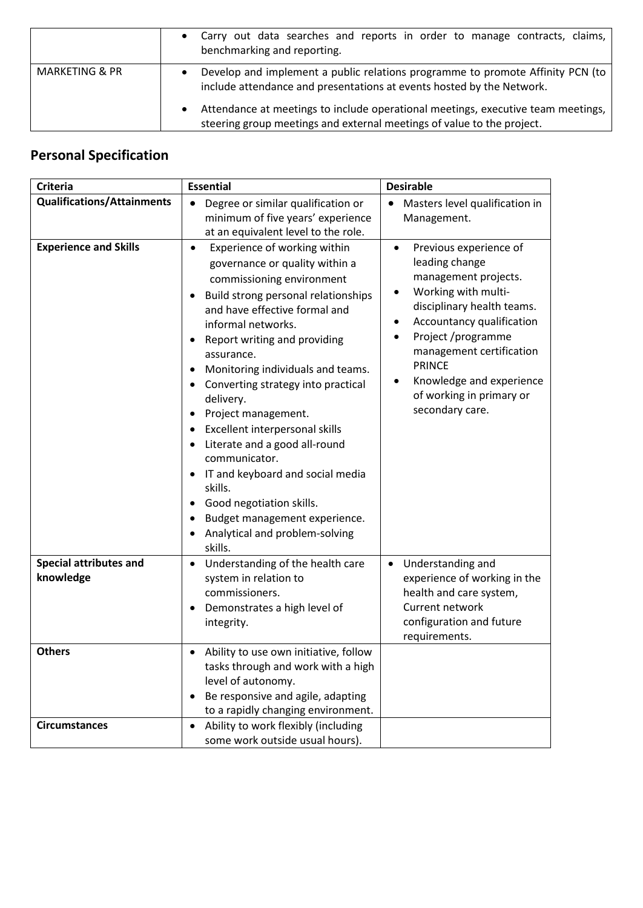| | |
|---|---|
| | • Carry out data searches and reports in order to manage contracts, claims, benchmarking and reporting. |
| MARKETING & PR | • Develop and implement a public relations programme to promote Affinity PCN (to include attendance and presentations at events hosted by the Network.<br>• Attendance at meetings to include operational meetings, executive team meetings, steering group meetings and external meetings of value to the project. |

## Personal Specification

| Criteria | Essential | Desirable |
|---|---|---|
| **Qualifications/Attainments** | • Degree or similar qualification or minimum of five years' experience at an equivalent level to the role. | • Masters level qualification in Management. |
| **Experience and Skills** | • Experience of working within governance or quality within a commissioning environment<br>• Build strong personal relationships and have effective formal and informal networks.<br>• Report writing and providing assurance.<br>• Monitoring individuals and teams.<br>• Converting strategy into practical delivery.<br>• Project management.<br>• Excellent interpersonal skills<br>• Literate and a good all-round communicator.<br>• IT and keyboard and social media skills.<br>• Good negotiation skills.<br>• Budget management experience.<br>• Analytical and problem-solving skills. | • Previous experience of leading change management projects.<br>• Working with multi-disciplinary health teams.<br>• Accountancy qualification<br>• Project /programme management certification PRINCE<br>• Knowledge and experience of working in primary or secondary care. |
| **Special attributes and knowledge** | • Understanding of the health care system in relation to commissioners.<br>• Demonstrates a high level of integrity. | • Understanding and experience of working in the health and care system, Current network configuration and future requirements. |
| **Others** | • Ability to use own initiative, follow tasks through and work with a high level of autonomy.<br>• Be responsive and agile, adapting to a rapidly changing environment. | |
| **Circumstances** | • Ability to work flexibly (including some work outside usual hours). | |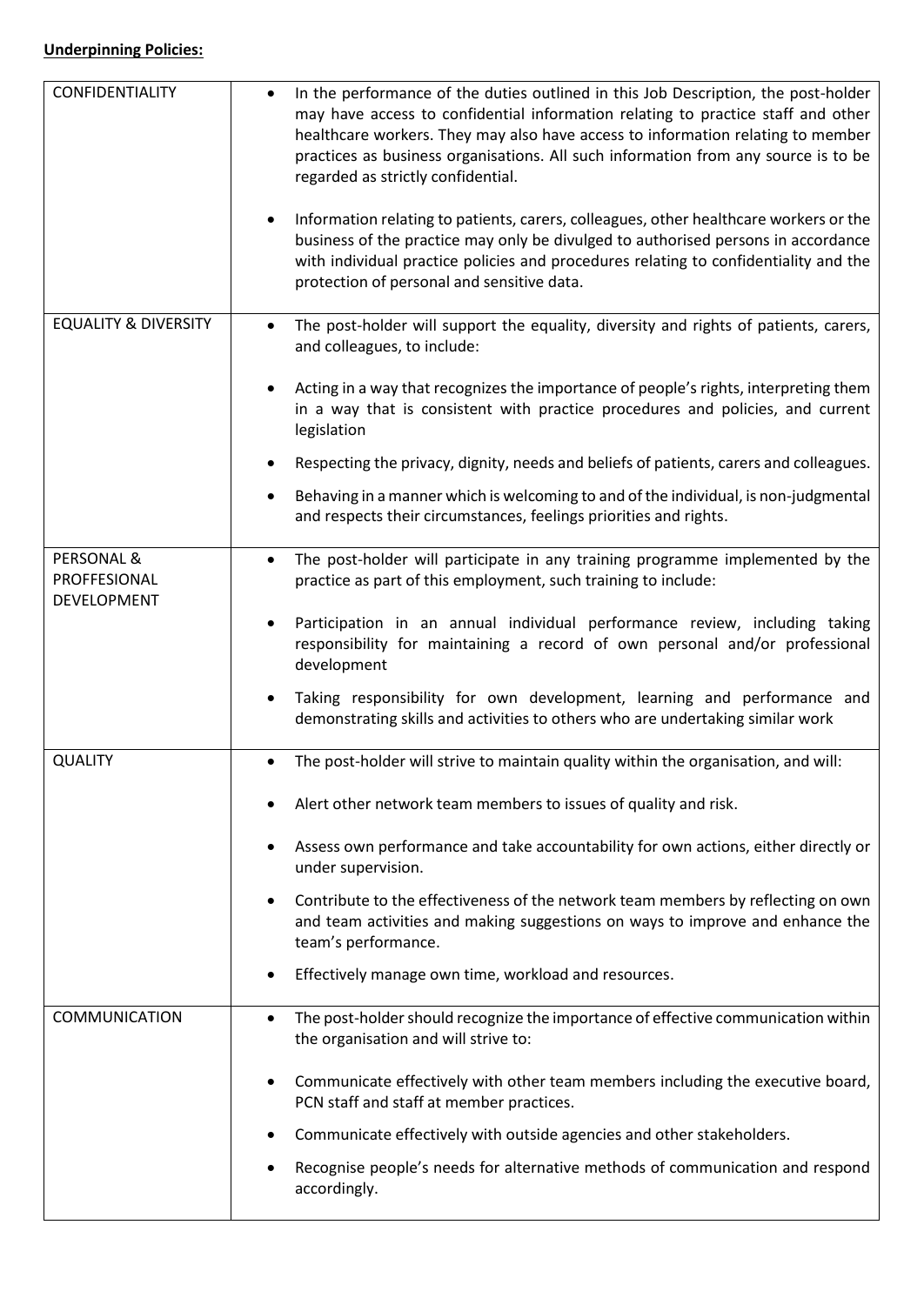**Underpinning Policies:**

| | |
|---|---|
| CONFIDENTIALITY | • In the performance of the duties outlined in this Job Description, the post-holder may have access to confidential information relating to practice staff and other healthcare workers. They may also have access to information relating to member practices as business organisations. All such information from any source is to be regarded as strictly confidential.<br><br>• Information relating to patients, carers, colleagues, other healthcare workers or the business of the practice may only be divulged to authorised persons in accordance with individual practice policies and procedures relating to confidentiality and the protection of personal and sensitive data. |
| EQUALITY & DIVERSITY | • The post-holder will support the equality, diversity and rights of patients, carers, and colleagues, to include:<br><br>• Acting in a way that recognizes the importance of people's rights, interpreting them in a way that is consistent with practice procedures and policies, and current legislation<br><br>• Respecting the privacy, dignity, needs and beliefs of patients, carers and colleagues.<br><br>• Behaving in a manner which is welcoming to and of the individual, is non-judgmental and respects their circumstances, feelings priorities and rights. |
| PERSONAL & PROFFESIONAL DEVELOPMENT | • The post-holder will participate in any training programme implemented by the practice as part of this employment, such training to include:<br><br>• Participation in an annual individual performance review, including taking responsibility for maintaining a record of own personal and/or professional development<br><br>• Taking responsibility for own development, learning and performance and demonstrating skills and activities to others who are undertaking similar work |
| QUALITY | • The post-holder will strive to maintain quality within the organisation, and will:<br><br>• Alert other network team members to issues of quality and risk.<br><br>• Assess own performance and take accountability for own actions, either directly or under supervision.<br><br>• Contribute to the effectiveness of the network team members by reflecting on own and team activities and making suggestions on ways to improve and enhance the team's performance.<br><br>• Effectively manage own time, workload and resources. |
| COMMUNICATION | • The post-holder should recognize the importance of effective communication within the organisation and will strive to:<br><br>• Communicate effectively with other team members including the executive board, PCN staff and staff at member practices.<br><br>• Communicate effectively with outside agencies and other stakeholders.<br><br>• Recognise people's needs for alternative methods of communication and respond accordingly. |